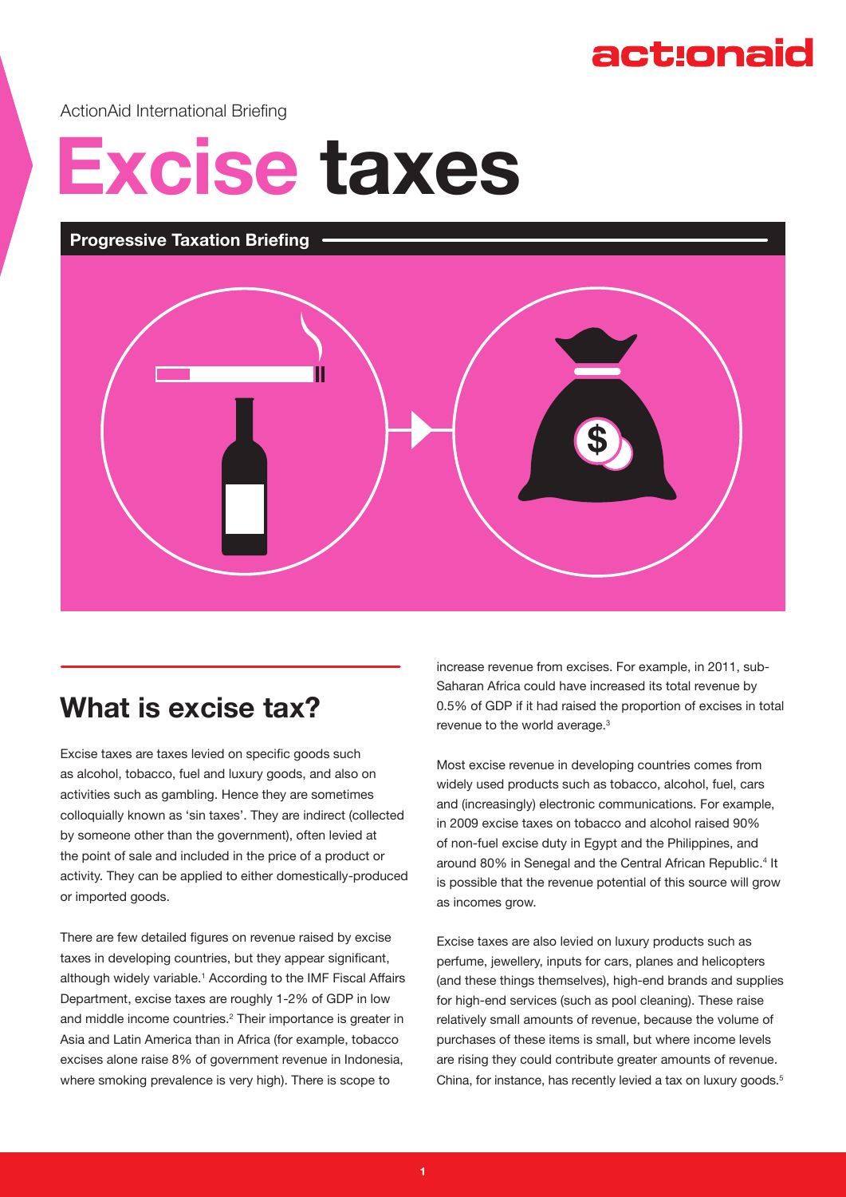ActionAid International Briefing

# Excise taxes

**Progressive Taxation Briefing**

## What is excise tax?

Excise taxes are taxes levied on specific goods such as alcohol, tobacco, fuel and luxury goods, and also on activities such as gambling. Hence they are sometimes colloquially known as 'sin taxes'. They are indirect (collected by someone other than the government), often levied at the point of sale and included in the price of a product or activity. They can be applied to either domestically-produced or imported goods.

There are few detailed figures on revenue raised by excise taxes in developing countries, but they appear significant, although widely variable.[1] According to the IMF Fiscal Affairs Department, excise taxes are roughly 1-2% of GDP in low and middle income countries.[2] Their importance is greater in Asia and Latin America than in Africa (for example, tobacco excises alone raise 8% of government revenue in Indonesia, where smoking prevalence is very high). There is scope to increase revenue from excises. For example, in 2011, sub-Saharan Africa could have increased its total revenue by 0.5% of GDP if it had raised the proportion of excises in total revenue to the world average.[3]

Most excise revenue in developing countries comes from widely used products such as tobacco, alcohol, fuel, cars and (increasingly) electronic communications. For example, in 2009 excise taxes on tobacco and alcohol raised 90% of non-fuel excise duty in Egypt and the Philippines, and around 80% in Senegal and the Central African Republic.[4] It is possible that the revenue potential of this source will grow as incomes grow.

Excise taxes are also levied on luxury products such as perfume, jewellery, inputs for cars, planes and helicopters (and these things themselves), high-end brands and supplies for high-end services (such as pool cleaning). These raise relatively small amounts of revenue, because the volume of purchases of these items is small, but where income levels are rising they could contribute greater amounts of revenue. China, for instance, has recently levied a tax on luxury goods.[5]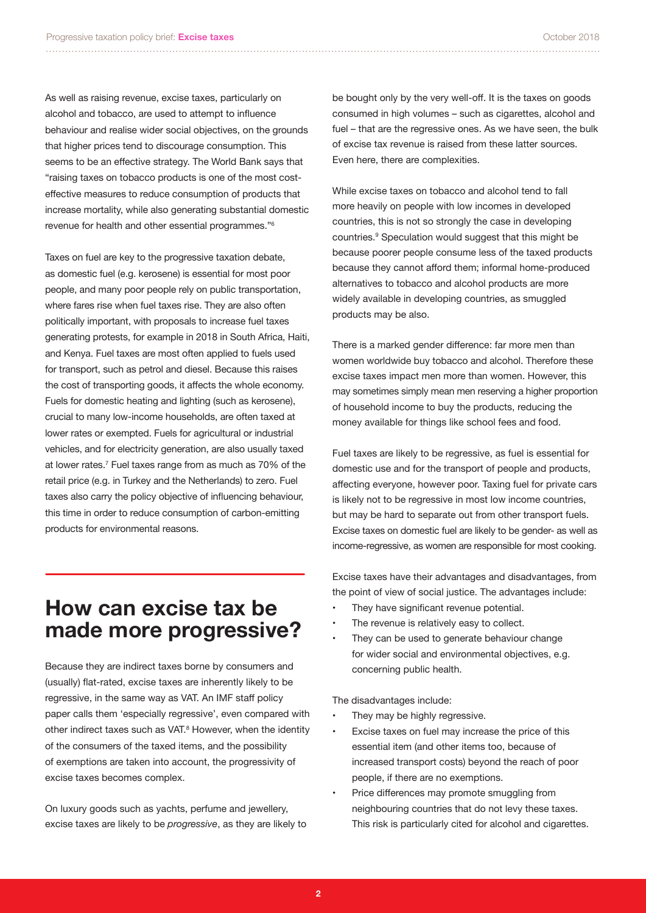As well as raising revenue, excise taxes, particularly on alcohol and tobacco, are used to attempt to influence behaviour and realise wider social objectives, on the grounds that higher prices tend to discourage consumption. This seems to be an effective strategy. The World Bank says that "raising taxes on tobacco products is one of the most cost-effective measures to reduce consumption of products that increase mortality, while also generating substantial domestic revenue for health and other essential programmes."[6]

Taxes on fuel are key to the progressive taxation debate, as domestic fuel (e.g. kerosene) is essential for most poor people, and many poor people rely on public transportation, where fares rise when fuel taxes rise. They are also often politically important, with proposals to increase fuel taxes generating protests, for example in 2018 in South Africa, Haiti, and Kenya. Fuel taxes are most often applied to fuels used for transport, such as petrol and diesel. Because this raises the cost of transporting goods, it affects the whole economy. Fuels for domestic heating and lighting (such as kerosene), crucial to many low-income households, are often taxed at lower rates or exempted. Fuels for agricultural or industrial vehicles, and for electricity generation, are also usually taxed at lower rates.[7] Fuel taxes range from as much as 70% of the retail price (e.g. in Turkey and the Netherlands) to zero. Fuel taxes also carry the policy objective of influencing behaviour, this time in order to reduce consumption of carbon-emitting products for environmental reasons.

## How can excise tax be made more progressive?

Because they are indirect taxes borne by consumers and (usually) flat-rated, excise taxes are inherently likely to be regressive, in the same way as VAT. An IMF staff policy paper calls them 'especially regressive', even compared with other indirect taxes such as VAT.[8] However, when the identity of the consumers of the taxed items, and the possibility of exemptions are taken into account, the progressivity of excise taxes becomes complex.

On luxury goods such as yachts, perfume and jewellery, excise taxes are likely to be *progressive*, as they are likely to be bought only by the very well-off. It is the taxes on goods consumed in high volumes – such as cigarettes, alcohol and fuel – that are the regressive ones. As we have seen, the bulk of excise tax revenue is raised from these latter sources. Even here, there are complexities.

While excise taxes on tobacco and alcohol tend to fall more heavily on people with low incomes in developed countries, this is not so strongly the case in developing countries.[9] Speculation would suggest that this might be because poorer people consume less of the taxed products because they cannot afford them; informal home-produced alternatives to tobacco and alcohol products are more widely available in developing countries, as smuggled products may be also.

There is a marked gender difference: far more men than women worldwide buy tobacco and alcohol. Therefore these excise taxes impact men more than women. However, this may sometimes simply mean men reserving a higher proportion of household income to buy the products, reducing the money available for things like school fees and food.

Fuel taxes are likely to be regressive, as fuel is essential for domestic use and for the transport of people and products, affecting everyone, however poor. Taxing fuel for private cars is likely not to be regressive in most low income countries, but may be hard to separate out from other transport fuels. Excise taxes on domestic fuel are likely to be gender- as well as income-regressive, as women are responsible for most cooking.

Excise taxes have their advantages and disadvantages, from the point of view of social justice. The advantages include:

- They have significant revenue potential.
- The revenue is relatively easy to collect.
- They can be used to generate behaviour change for wider social and environmental objectives, e.g. concerning public health.

The disadvantages include:

- They may be highly regressive.
- Excise taxes on fuel may increase the price of this essential item (and other items too, because of increased transport costs) beyond the reach of poor people, if there are no exemptions.
- Price differences may promote smuggling from neighbouring countries that do not levy these taxes. This risk is particularly cited for alcohol and cigarettes.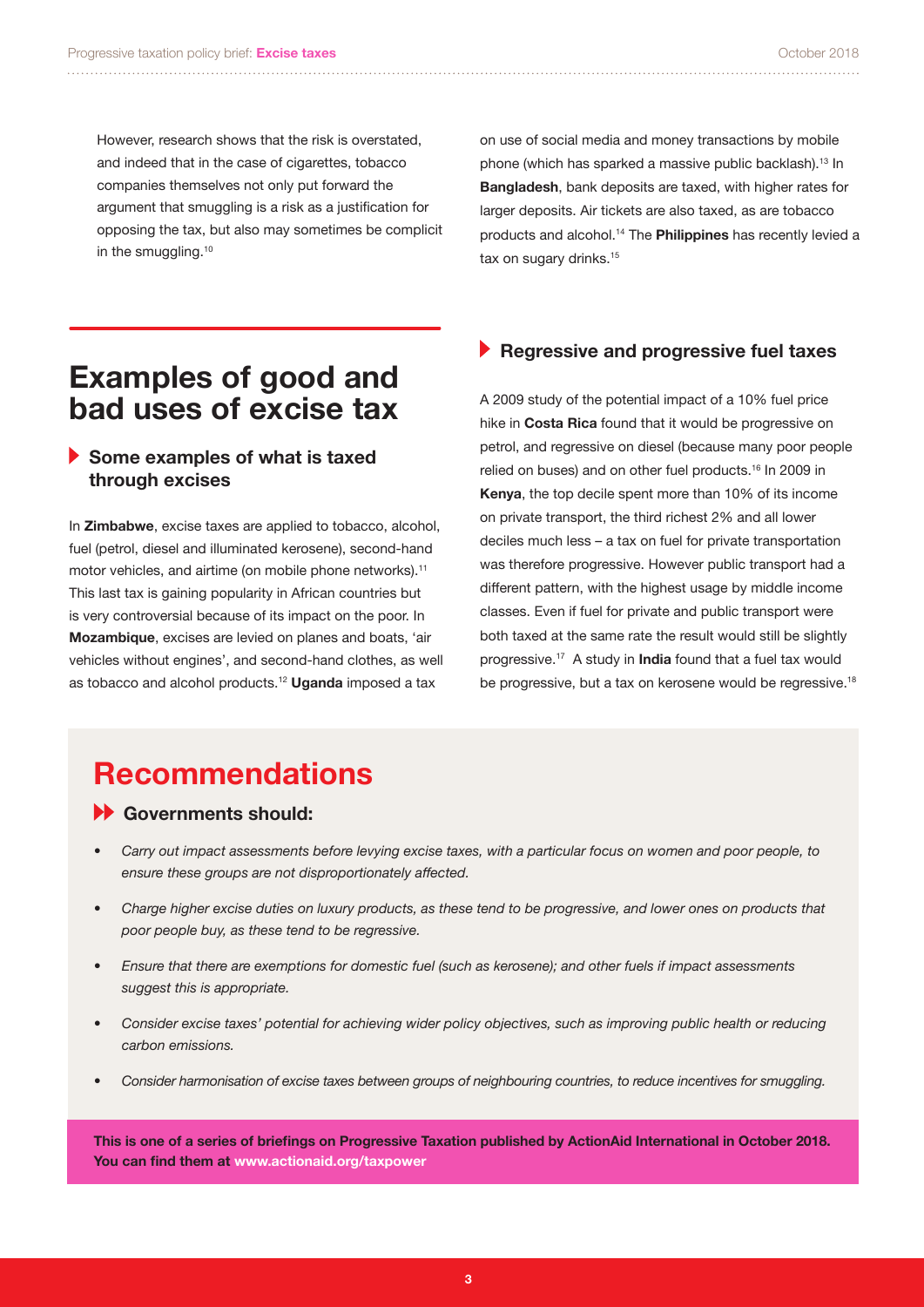However, research shows that the risk is overstated, and indeed that in the case of cigarettes, tobacco companies themselves not only put forward the argument that smuggling is a risk as a justification for opposing the tax, but also may sometimes be complicit in the smuggling.[10]

## Examples of good and bad uses of excise tax

### Some examples of what is taxed through excises

In **Zimbabwe**, excise taxes are applied to tobacco, alcohol, fuel (petrol, diesel and illuminated kerosene), second-hand motor vehicles, and airtime (on mobile phone networks).[11] This last tax is gaining popularity in African countries but is very controversial because of its impact on the poor. In **Mozambique**, excises are levied on planes and boats, 'air vehicles without engines', and second-hand clothes, as well as tobacco and alcohol products.[12] **Uganda** imposed a tax on use of social media and money transactions by mobile phone (which has sparked a massive public backlash).[13] In **Bangladesh**, bank deposits are taxed, with higher rates for larger deposits. Air tickets are also taxed, as are tobacco products and alcohol.[14] The **Philippines** has recently levied a tax on sugary drinks.[15]

### Regressive and progressive fuel taxes

A 2009 study of the potential impact of a 10% fuel price hike in **Costa Rica** found that it would be progressive on petrol, and regressive on diesel (because many poor people relied on buses) and on other fuel products.[16] In 2009 in **Kenya**, the top decile spent more than 10% of its income on private transport, the third richest 2% and all lower deciles much less – a tax on fuel for private transportation was therefore progressive. However public transport had a different pattern, with the highest usage by middle income classes. Even if fuel for private and public transport were both taxed at the same rate the result would still be slightly progressive.[17] A study in **India** found that a fuel tax would be progressive, but a tax on kerosene would be regressive.[18]

## Recommendations

### Governments should:

- *Carry out impact assessments before levying excise taxes, with a particular focus on women and poor people, to ensure these groups are not disproportionately affected.*
- *Charge higher excise duties on luxury products, as these tend to be progressive, and lower ones on products that poor people buy, as these tend to be regressive.*
- *Ensure that there are exemptions for domestic fuel (such as kerosene); and other fuels if impact assessments suggest this is appropriate.*
- *Consider excise taxes' potential for achieving wider policy objectives, such as improving public health or reducing carbon emissions.*
- *Consider harmonisation of excise taxes between groups of neighbouring countries, to reduce incentives for smuggling.*

**This is one of a series of briefings on Progressive Taxation published by ActionAid International in October 2018. You can find them at www.actionaid.org/taxpower**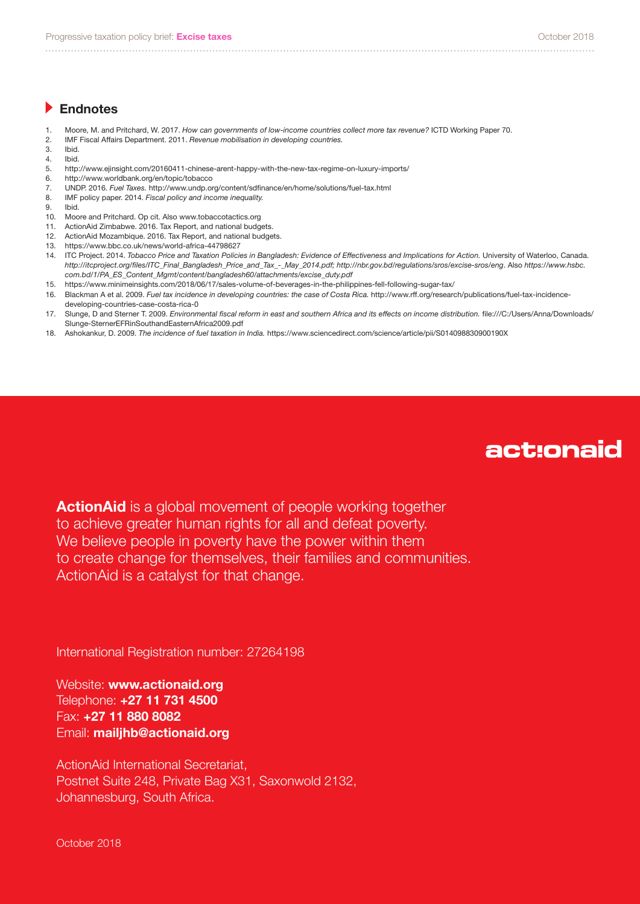## Endnotes

1. Moore, M. and Pritchard, W. 2017. *How can governments of low-income countries collect more tax revenue?* ICTD Working Paper 70.
2. IMF Fiscal Affairs Department. 2011. *Revenue mobilisation in developing countries.*
3. Ibid.
4. Ibid.
5. http://www.ejinsight.com/20160411-chinese-arent-happy-with-the-new-tax-regime-on-luxury-imports/
6. http://www.worldbank.org/en/topic/tobacco
7. UNDP. 2016. *Fuel Taxes.* http://www.undp.org/content/sdfinance/en/home/solutions/fuel-tax.html
8. IMF policy paper. 2014. *Fiscal policy and income inequality.*
9. Ibid.
10. Moore and Pritchard. Op cit. Also www.tobaccotactics.org
11. ActionAid Zimbabwe. 2016. Tax Report, and national budgets.
12. ActionAid Mozambique. 2016. Tax Report, and national budgets.
13. https://www.bbc.co.uk/news/world-africa-44798627
14. ITC Project. 2014. *Tobacco Price and Taxation Policies in Bangladesh: Evidence of Effectiveness and Implications for Action.* University of Waterloo, Canada. *http://itcproject.org/files/ITC_Final_Bangladesh_Price_and_Tax_-_May_2014.pdf; http://nbr.gov.bd/regulations/sros/excise-sros/eng*. Also *https://www.hsbc.com.bd/1/PA_ES_Content_Mgmt/content/bangladesh60/attachments/excise_duty.pdf*
15. https://www.minimeinsights.com/2018/06/17/sales-volume-of-beverages-in-the-philippines-fell-following-sugar-tax/
16. Blackman A et al. 2009. *Fuel tax incidence in developing countries: the case of Costa Rica.* http://www.rff.org/research/publications/fuel-tax-incidence-developing-countries-case-costa-rica-0
17. Slunge, D and Sterner T. 2009. *Environmental fiscal reform in east and southern Africa and its effects on income distribution.* file:///C:/Users/Anna/Downloads/Slunge-SternerEFRinSouthandEasternAfrica2009.pdf
18. Ashokankur, D. 2009. *The incidence of fuel taxation in India.* https://www.sciencedirect.com/science/article/pii/S014098830900190X

actionaid

**ActionAid** is a global movement of people working together to achieve greater human rights for all and defeat poverty. We believe people in poverty have the power within them to create change for themselves, their families and communities. ActionAid is a catalyst for that change.

International Registration number: 27264198

Website: **www.actionaid.org**
Telephone: **+27 11 731 4500**
Fax: **+27 11 880 8082**
Email: **mailjhb@actionaid.org**

ActionAid International Secretariat,
Postnet Suite 248, Private Bag X31, Saxonwold 2132,
Johannesburg, South Africa.

October 2018